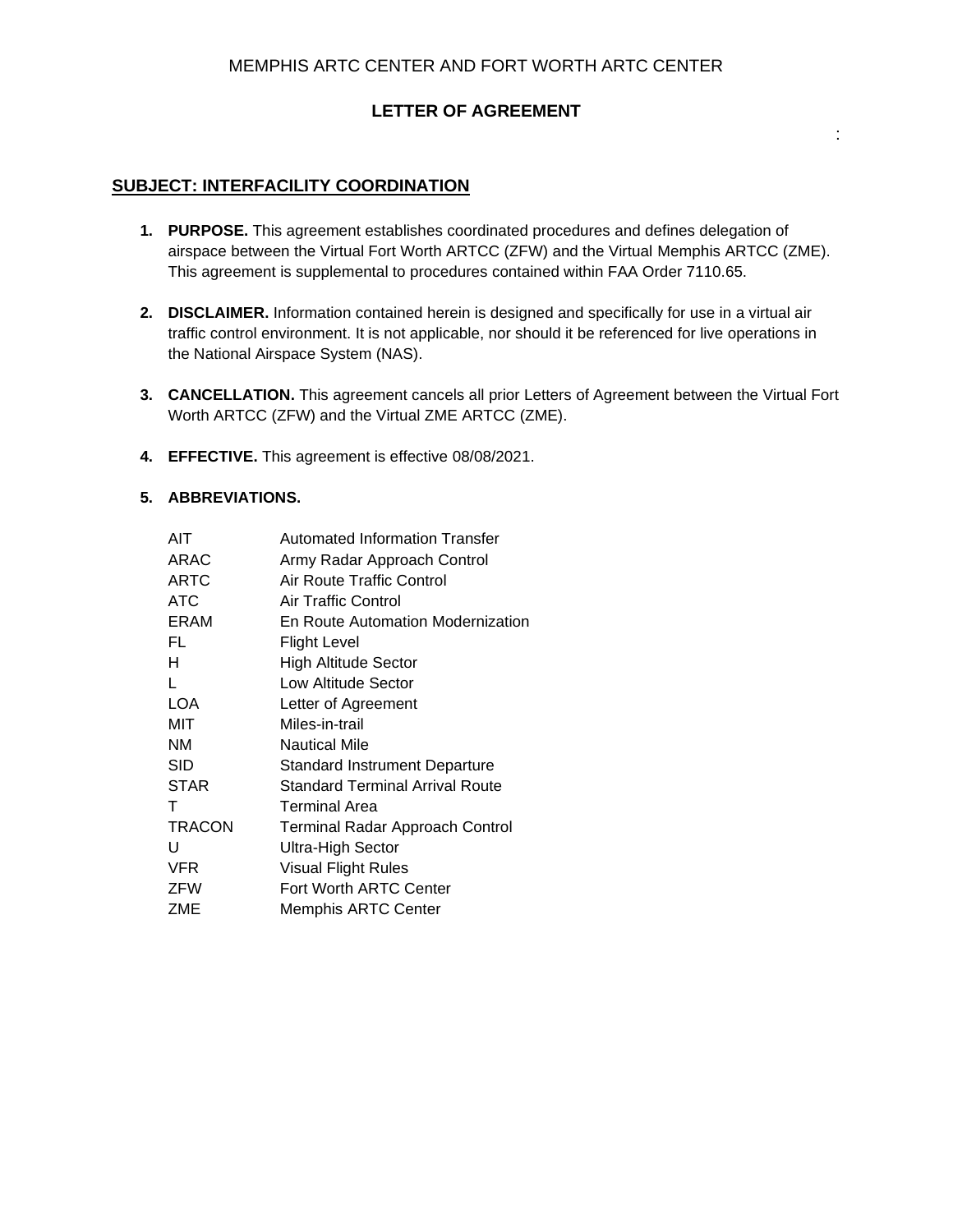MEMPHIS ARTC CENTER AND FORT WORTH ARTC CENTER

# LETTER OF AGREEMENT

:

## SUBJECT: INTERFACILITY COORDINATION

1. **PURPOSE.** This agreement establishes coordinated procedures and defines delegation of airspace between the Virtual Fort Worth ARTCC (ZFW) and the Virtual Memphis ARTCC (ZME). This agreement is supplemental to procedures contained within FAA Order 7110.65.

2. **DISCLAIMER.** Information contained herein is designed and specifically for use in a virtual air traffic control environment. It is not applicable, nor should it be referenced for live operations in the National Airspace System (NAS).

3. **CANCELLATION.** This agreement cancels all prior Letters of Agreement between the Virtual Fort Worth ARTCC (ZFW) and the Virtual ZME ARTCC (ZME).

4. **EFFECTIVE.** This agreement is effective 08/08/2021.

5. **ABBREVIATIONS.**

| | |
|---|---|
| AIT | Automated Information Transfer |
| ARAC | Army Radar Approach Control |
| ARTC | Air Route Traffic Control |
| ATC | Air Traffic Control |
| ERAM | En Route Automation Modernization |
| FL | Flight Level |
| H | High Altitude Sector |
| L | Low Altitude Sector |
| LOA | Letter of Agreement |
| MIT | Miles-in-trail |
| NM | Nautical Mile |
| SID | Standard Instrument Departure |
| STAR | Standard Terminal Arrival Route |
| T | Terminal Area |
| TRACON | Terminal Radar Approach Control |
| U | Ultra-High Sector |
| VFR | Visual Flight Rules |
| ZFW | Fort Worth ARTC Center |
| ZME | Memphis ARTC Center |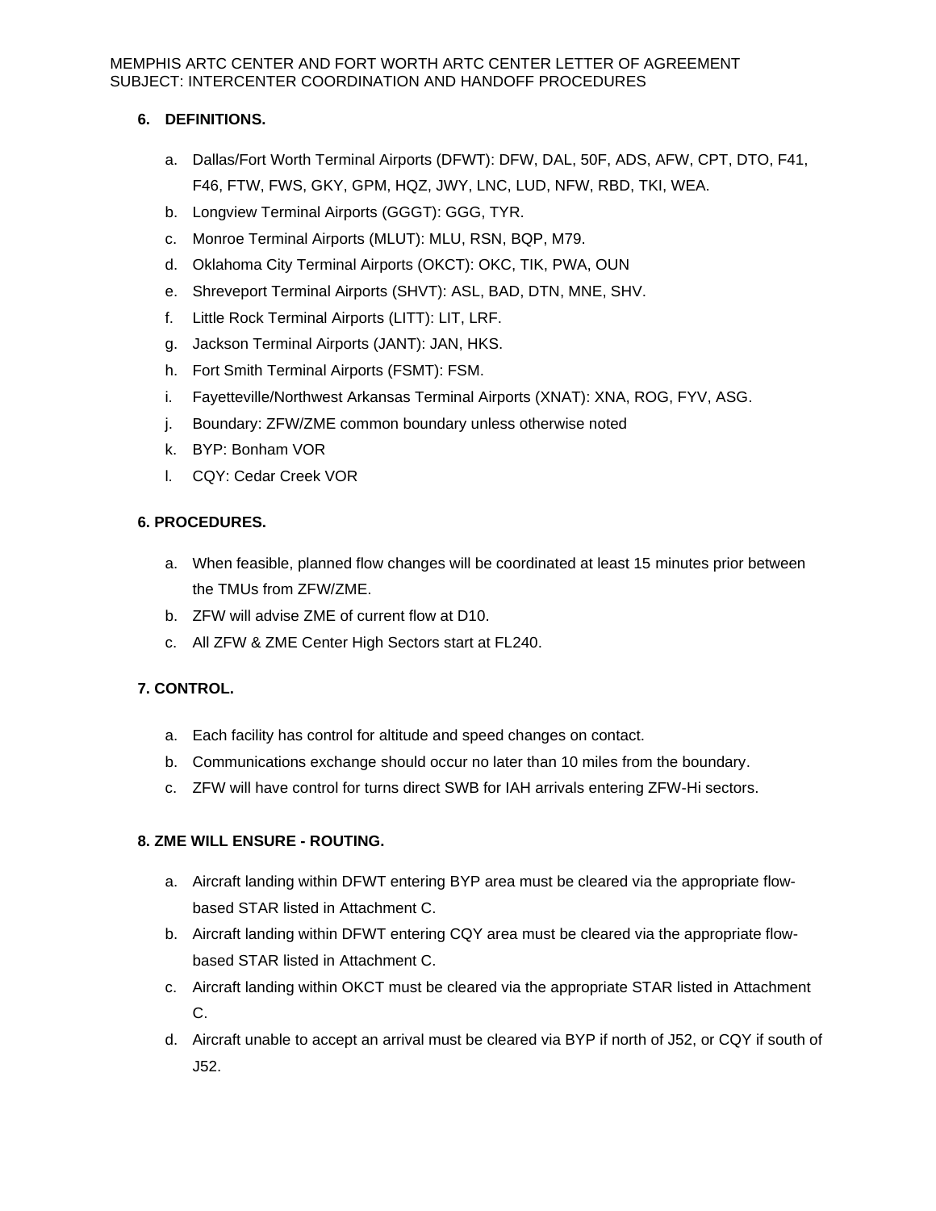**6. DEFINITIONS.**

a. Dallas/Fort Worth Terminal Airports (DFWT): DFW, DAL, 50F, ADS, AFW, CPT, DTO, F41, F46, FTW, FWS, GKY, GPM, HQZ, JWY, LNC, LUD, NFW, RBD, TKI, WEA.
b. Longview Terminal Airports (GGGT): GGG, TYR.
c. Monroe Terminal Airports (MLUT): MLU, RSN, BQP, M79.
d. Oklahoma City Terminal Airports (OKCT): OKC, TIK, PWA, OUN
e. Shreveport Terminal Airports (SHVT): ASL, BAD, DTN, MNE, SHV.
f. Little Rock Terminal Airports (LITT): LIT, LRF.
g. Jackson Terminal Airports (JANT): JAN, HKS.
h. Fort Smith Terminal Airports (FSMT): FSM.
i. Fayetteville/Northwest Arkansas Terminal Airports (XNAT): XNA, ROG, FYV, ASG.
j. Boundary: ZFW/ZME common boundary unless otherwise noted
k. BYP: Bonham VOR
l. CQY: Cedar Creek VOR

**6. PROCEDURES.**

a. When feasible, planned flow changes will be coordinated at least 15 minutes prior between the TMUs from ZFW/ZME.
b. ZFW will advise ZME of current flow at D10.
c. All ZFW & ZME Center High Sectors start at FL240.

**7. CONTROL.**

a. Each facility has control for altitude and speed changes on contact.
b. Communications exchange should occur no later than 10 miles from the boundary.
c. ZFW will have control for turns direct SWB for IAH arrivals entering ZFW-Hi sectors.

**8. ZME WILL ENSURE - ROUTING.**

a. Aircraft landing within DFWT entering BYP area must be cleared via the appropriate flow-based STAR listed in Attachment C.
b. Aircraft landing within DFWT entering CQY area must be cleared via the appropriate flow-based STAR listed in Attachment C.
c. Aircraft landing within OKCT must be cleared via the appropriate STAR listed in Attachment C.
d. Aircraft unable to accept an arrival must be cleared via BYP if north of J52, or CQY if south of J52.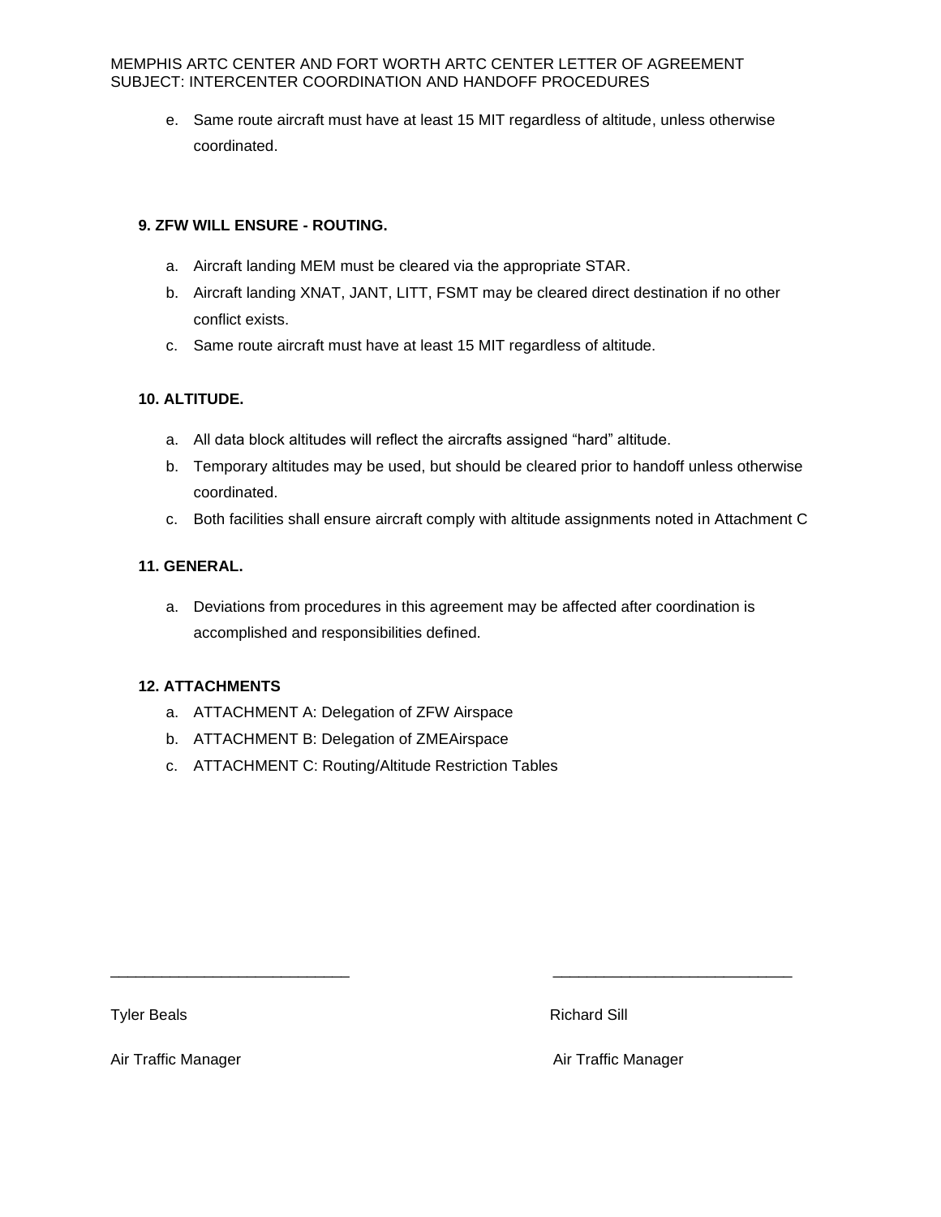e. Same route aircraft must have at least 15 MIT regardless of altitude, unless otherwise coordinated.

### 9. ZFW WILL ENSURE - ROUTING.

a. Aircraft landing MEM must be cleared via the appropriate STAR.
b. Aircraft landing XNAT, JANT, LITT, FSMT may be cleared direct destination if no other conflict exists.
c. Same route aircraft must have at least 15 MIT regardless of altitude.

### 10. ALTITUDE.

a. All data block altitudes will reflect the aircrafts assigned “hard” altitude.
b. Temporary altitudes may be used, but should be cleared prior to handoff unless otherwise coordinated.
c. Both facilities shall ensure aircraft comply with altitude assignments noted in Attachment C

### 11. GENERAL.

a. Deviations from procedures in this agreement may be affected after coordination is accomplished and responsibilities defined.

### 12. ATTACHMENTS

a. ATTACHMENT A: Delegation of ZFW Airspace
b. ATTACHMENT B: Delegation of ZMEAirspace
c. ATTACHMENT C: Routing/Altitude Restriction Tables

\_\_\_\_\_\_\_\_\_\_\_\_\_\_\_\_\_\_\_\_\_\_\_\_\_\_\_\_ \_\_\_\_\_\_\_\_\_\_\_\_\_\_\_\_\_\_\_\_\_\_\_\_\_\_\_\_

Tyler Beals — Air Traffic Manager

Richard Sill — Air Traffic Manager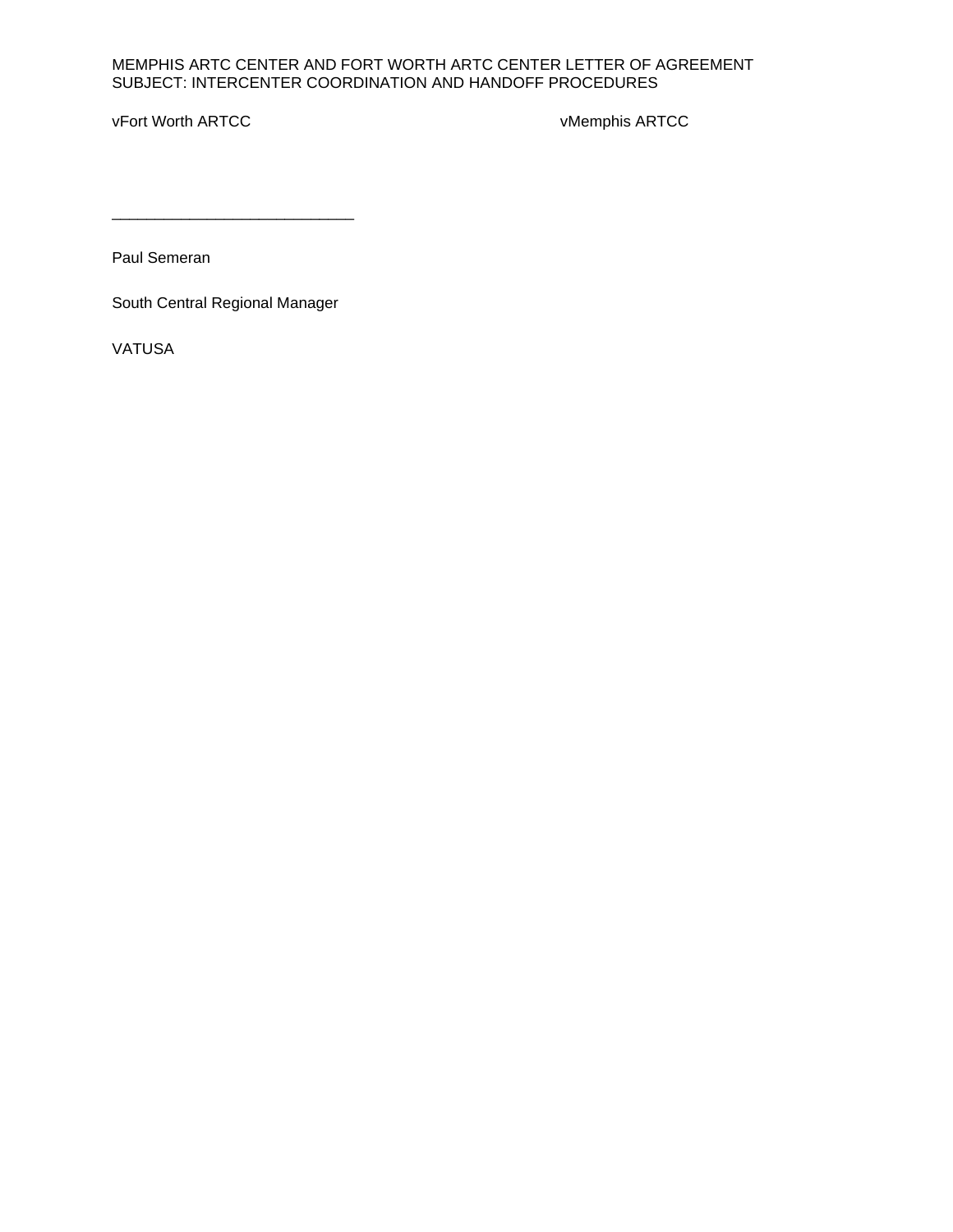MEMPHIS ARTC CENTER AND FORT WORTH ARTC CENTER LETTER OF AGREEMENT
SUBJECT: INTERCENTER COORDINATION AND HANDOFF PROCEDURES

vFort Worth ARTCC vMemphis ARTCC

\_\_\_\_\_\_\_\_\_\_\_\_\_\_\_\_\_\_\_\_\_\_\_\_\_\_\_\_

Paul Semeran

South Central Regional Manager

VATUSA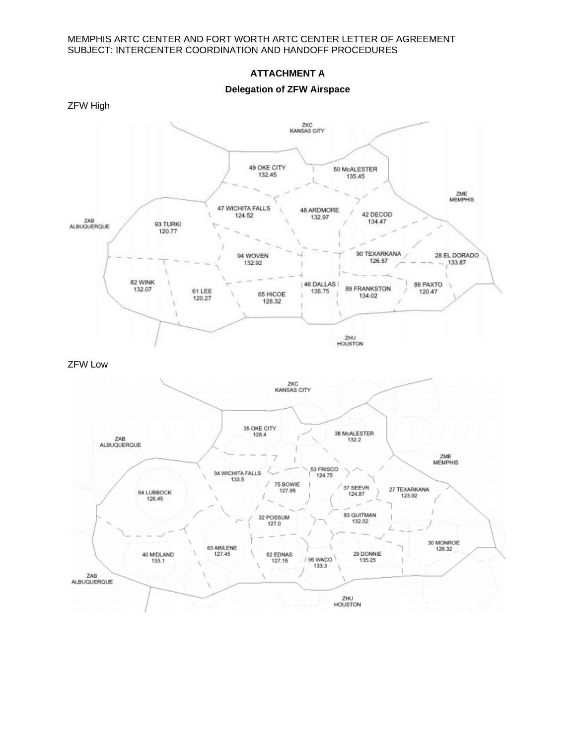## ATTACHMENT A

### Delegation of ZFW Airspace

ZFW High

ZKC KANSAS CITY

ZME MEMPHIS

ZAB ALBUQUERQUE

ZHU HOUSTON

49 OKE CITY 132.45

50 McALESTER 135.45

47 WICHITA FALLS 124.52

48 ARDMORE 132.97

42 DECOD 134.47

93 TURKI 120.77

94 WOVEN 132.92

90 TEXARKANA 126.57

28 EL DORADO 133.87

82 WINK 132.07

61 LEE 120.27

65 HICOE 128.32

46 DALLAS 135.75

89 FRANKSTON 134.02

86 PAXTO 120.47

ZFW Low

ZKC KANSAS CITY

ZAB ALBUQUERQUE

ZME MEMPHIS

ZHU HOUSTON

35 OKE CITY 128.4

38 McALESTER 132.2

53 FRISCO 124.75

34 WICHITA FALLS 133.5

75 BOWIE 127.95

37 SEEVR 124.87

27 TEXARKANA 123.92

64 LUBBOCK 126.45

32 POSSUM 127.0

83 QUITMAN 132.02

30 MONROE 126.32

63 ABILENE 127.45

40 MIDLAND 133.1

62 EDNAS 127.15

96 WACO 133.3

29 DONNIE 135.25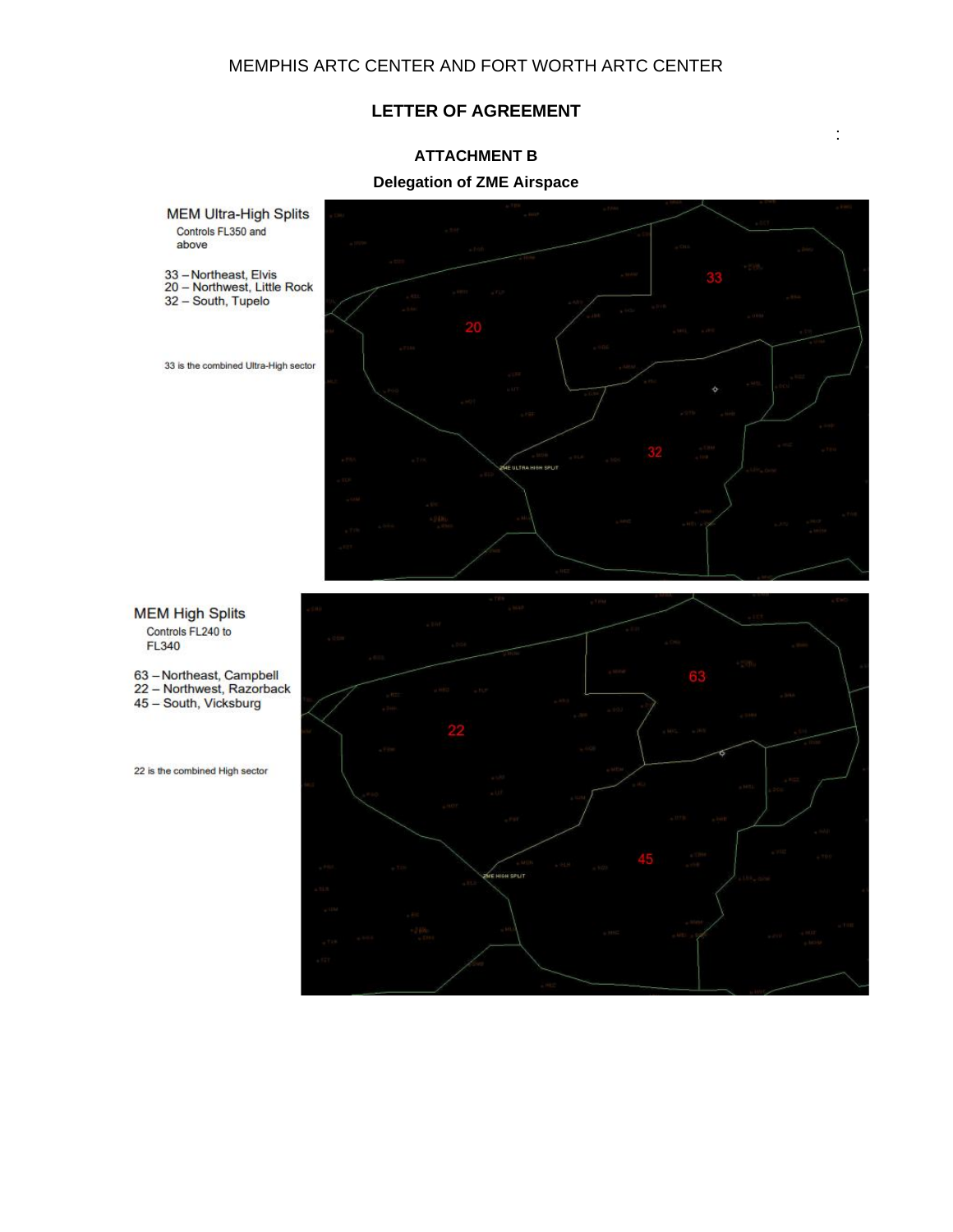MEMPHIS ARTC CENTER AND FORT WORTH ARTC CENTER

## LETTER OF AGREEMENT

### ATTACHMENT B

### Delegation of ZME Airspace

**MEM Ultra-High Splits**

Controls FL350 and above

33 – Northeast, Elvis
20 – Northwest, Little Rock
32 – South, Tupelo

33 is the combined Ultra-High sector

**MEM High Splits**

Controls FL240 to FL340

63 – Northeast, Campbell
22 – Northwest, Razorback
45 – South, Vicksburg

22 is the combined High sector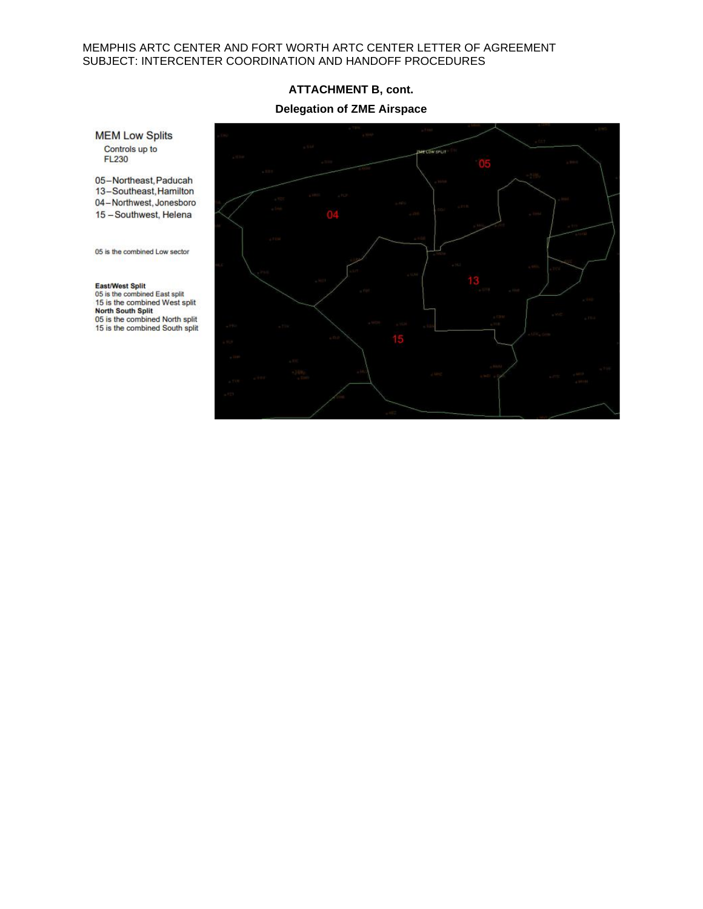## ATTACHMENT B, cont.

### Delegation of ZME Airspace

MEM Low Splits

Controls up to FL230

05–Northeast, Paducah
13–Southeast, Hamilton
04–Northwest, Jonesboro
15 –Southwest, Helena

05 is the combined Low sector

**East/West Split**
05 is the combined East split
15 is the combined West split
**North South Split**
05 is the combined North split
15 is the combined South split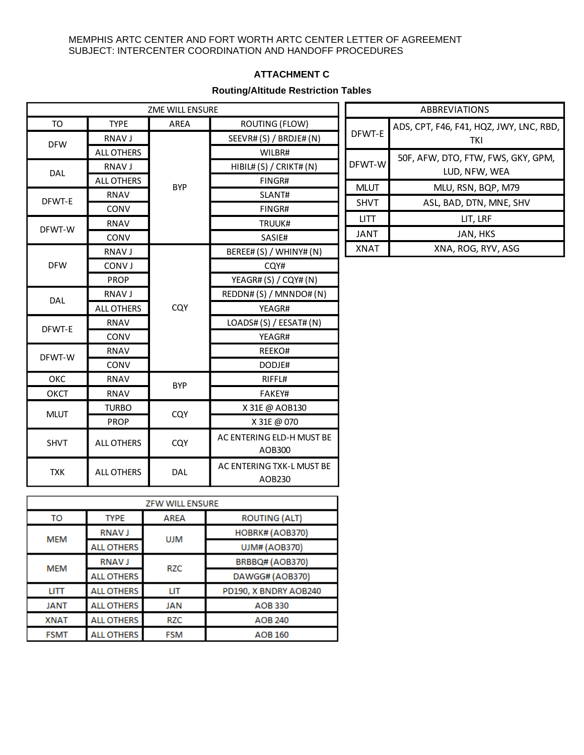MEMPHIS ARTC CENTER AND FORT WORTH ARTC CENTER LETTER OF AGREEMENT
SUBJECT: INTERCENTER COORDINATION AND HANDOFF PROCEDURES

## ATTACHMENT C

### Routing/Altitude Restriction Tables

| ZME WILL ENSURE | | | |
|---|---|---|---|
| TO | TYPE | AREA | ROUTING (FLOW) |
| DFW | RNAV J | BYP | SEEVR# (S) / BRDJE# (N) |
| | ALL OTHERS | | WILBR# |
| DAL | RNAV J | | HIBIL# (S) / CRIKT# (N) |
| | ALL OTHERS | | FINGR# |
| DFWT-E | RNAV | | SLANT# |
| | CONV | | FINGR# |
| DFWT-W | RNAV | | TRUUK# |
| | CONV | | SASIE# |
| DFW | RNAV J | CQY | BEREE# (S) / WHINY# (N) |
| | CONV J | | CQY# |
| | PROP | | YEAGR# (S) / CQY# (N) |
| DAL | RNAV J | | REDDN# (S) / MNNDO# (N) |
| | ALL OTHERS | | YEAGR# |
| DFWT-E | RNAV | | LOADS# (S) / EESAT# (N) |
| | CONV | | YEAGR# |
| DFWT-W | RNAV | | REEKO# |
| | CONV | | DODJE# |
| OKC | RNAV | BYP | RIFFL# |
| OKCT | RNAV | | FAKEY# |
| MLUT | TURBO | CQY | X 31E @ AOB130 |
| | PROP | | X 31E @ 070 |
| SHVT | ALL OTHERS | CQY | AC ENTERING ELD-H MUST BE AOB300 |
| TXK | ALL OTHERS | DAL | AC ENTERING TXK-L MUST BE AOB230 |

| ABBREVIATIONS | |
|---|---|
| DFWT-E | ADS, CPT, F46, F41, HQZ, JWY, LNC, RBD, TKI |
| DFWT-W | 50F, AFW, DTO, FTW, FWS, GKY, GPM, LUD, NFW, WEA |
| MLUT | MLU, RSN, BQP, M79 |
| SHVT | ASL, BAD, DTN, MNE, SHV |
| LITT | LIT, LRF |
| JANT | JAN, HKS |
| XNAT | XNA, ROG, RYV, ASG |

| ZFW WILL ENSURE | | | |
|---|---|---|---|
| TO | TYPE | AREA | ROUTING (ALT) |
| MEM | RNAV J | UJM | HOBRK# (AOB370) |
| | ALL OTHERS | | UJM# (AOB370) |
| MEM | RNAV J | RZC | BRBBQ# (AOB370) |
| | ALL OTHERS | | DAWGG# (AOB370) |
| LITT | ALL OTHERS | LIT | PD190, X BNDRY AOB240 |
| JANT | ALL OTHERS | JAN | AOB 330 |
| XNAT | ALL OTHERS | RZC | AOB 240 |
| FSMT | ALL OTHERS | FSM | AOB 160 |